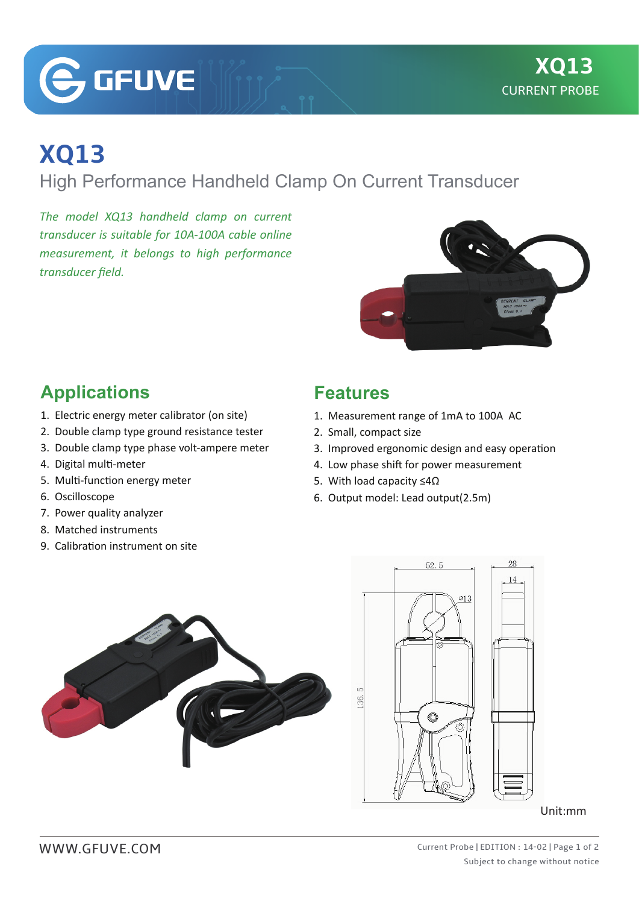# XQ13

## High Performance Handheld Clamp On Current Transducer

*The model XQ13 handheld clamp on current transducer is suitable for 10A-100A cable online measurement, it belongs to high performance transducer field.*

## Applications

1. Electric energy meter calibrator (on site)
2. Double clamp type ground resistance tester
3. Double clamp type phase volt-ampere meter
4. Digital multi-meter
5. Multi-function energy meter
6. Oscilloscope
7. Power quality analyzer
8. Matched instruments
9. Calibration instrument on site

## Features

1. Measurement range of 1mA to 100A AC
2. Small, compact size
3. Improved ergonomic design and easy operation
4. Low phase shift for power measurement
5. With load capacity ≤4Ω
6. Output model: Lead output(2.5m)

Unit:mm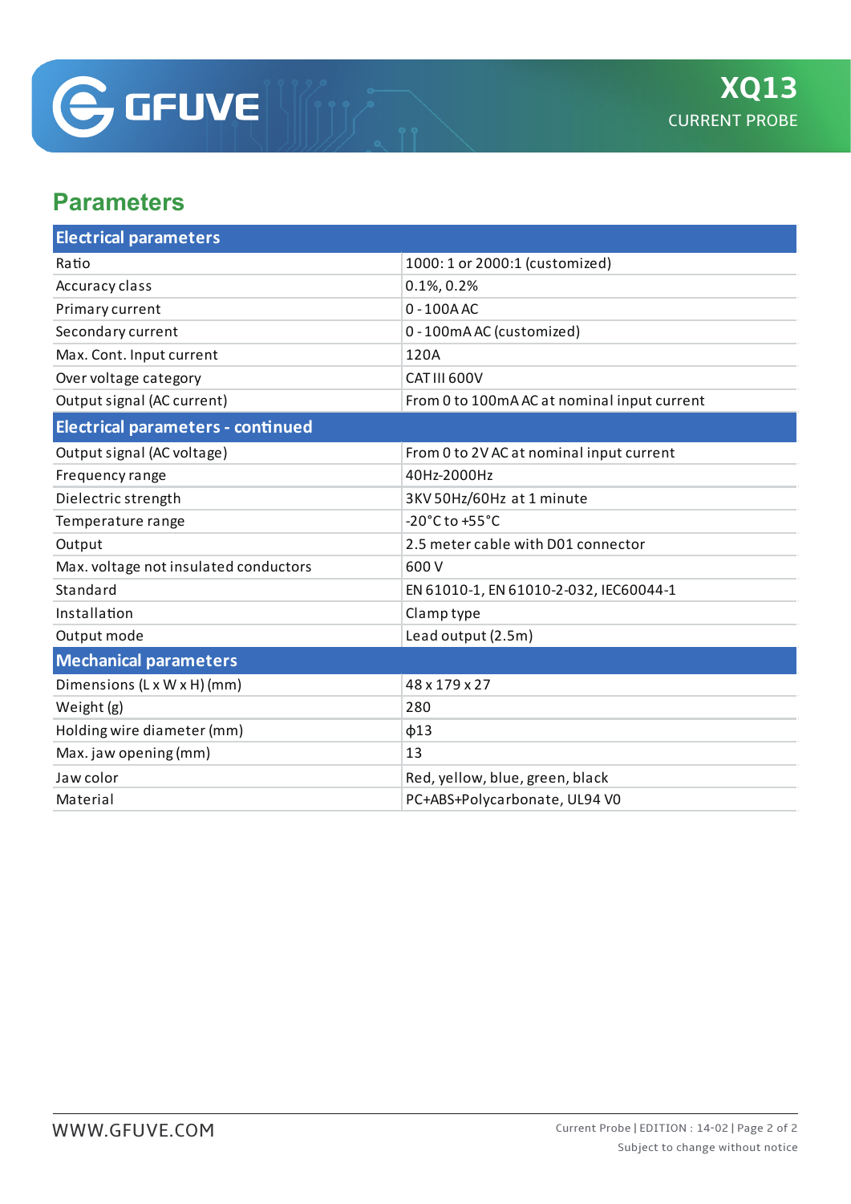# XQ13

CURRENT PROBE

## Parameters

| Electrical parameters | |
|---|---|
| Ratio | 1000: 1 or 2000:1 (customized) |
| Accuracy class | 0.1%, 0.2% |
| Primary current | 0 - 100A AC |
| Secondary current | 0 - 100mA AC (customized) |
| Max. Cont. Input current | 120A |
| Over voltage category | CAT III 600V |
| Output signal (AC current) | From 0 to 100mA AC at nominal input current |
| **Electrical parameters - continued** | |
| Output signal (AC voltage) | From 0 to 2V AC at nominal input current |
| Frequency range | 40Hz-2000Hz |
| Dielectric strength | 3KV 50Hz/60Hz at 1 minute |
| Temperature range | -20°C to +55°C |
| Output | 2.5 meter cable with D01 connector |
| Max. voltage not insulated conductors | 600 V |
| Standard | EN 61010-1, EN 61010-2-032, IEC60044-1 |
| Installation | Clamp type |
| Output mode | Lead output (2.5m) |
| **Mechanical parameters** | |
| Dimensions (L x W x H) (mm) | 48 x 179 x 27 |
| Weight (g) | 280 |
| Holding wire diameter (mm) | ϕ13 |
| Max. jaw opening (mm) | 13 |
| Jaw color | Red, yellow, blue, green, black |
| Material | PC+ABS+Polycarbonate, UL94 V0 |

WWW.GFUVE.COM

Current Probe | EDITION : 14-02

Subject to change without notice